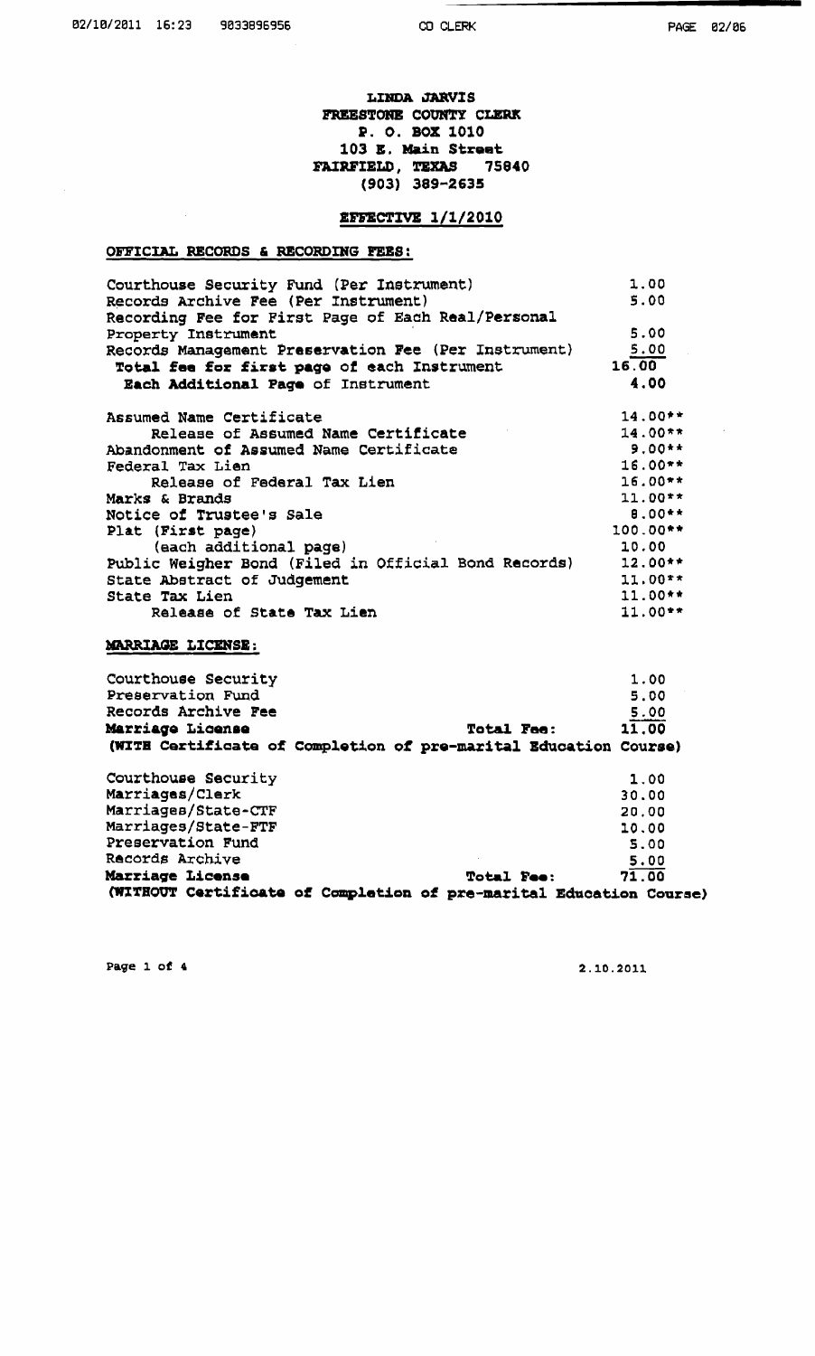**LINDA JARVIS**
**FREESTONE COUNTY CLERK**
**P. O. BOX 1010**
**103 E. Main Street**
**FAIRFIELD, TEXAS 75840**
**(903) 389-2635**

**EFFECTIVE 1/1/2010**

## OFFICIAL RECORDS & RECORDING FEES:

| | |
|---|---|
| Courthouse Security Fund (Per Instrument) | 1.00 |
| Records Archive Fee (Per Instrument) | 5.00 |
| Recording Fee for First Page of Each Real/Personal Property Instrument | 5.00 |
| Records Management Preservation Fee (Per Instrument) | 5.00 |
| **Total fee for first page of each Instrument** | **16.00** |
| **Each Additional Page** of Instrument | **4.00** |

| | |
|---|---|
| Assumed Name Certificate | 14.00** |
| Release of Assumed Name Certificate | 14.00** |
| Abandonment of Assumed Name Certificate | 9.00** |
| Federal Tax Lien | 16.00** |
| Release of Federal Tax Lien | 16.00** |
| Marks & Brands | 11.00** |
| Notice of Trustee's Sale | 8.00** |
| Plat (First page) | 100.00** |
| (each additional page) | 10.00 |
| Public Weigher Bond (Filed in Official Bond Records) | 12.00** |
| State Abstract of Judgement | 11.00** |
| State Tax Lien | 11.00** |
| Release of State Tax Lien | 11.00** |

## MARRIAGE LICENSE:

| | |
|---|---|
| Courthouse Security | 1.00 |
| Preservation Fund | 5.00 |
| Records Archive Fee | 5.00 |
| **Marriage License** — **Total Fee:** | **11.00** |

**(WITH Certificate of Completion of pre-marital Education Course)**

| | |
|---|---|
| Courthouse Security | 1.00 |
| Marriages/Clerk | 30.00 |
| Marriages/State-CTF | 20.00 |
| Marriages/State-FTF | 10.00 |
| Preservation Fund | 5.00 |
| Records Archive | 5.00 |
| **Marriage License** — **Total Fee:** | **71.00** |

**(WITHOUT Certificate of Completion of pre-marital Education Course)**

2.10.2011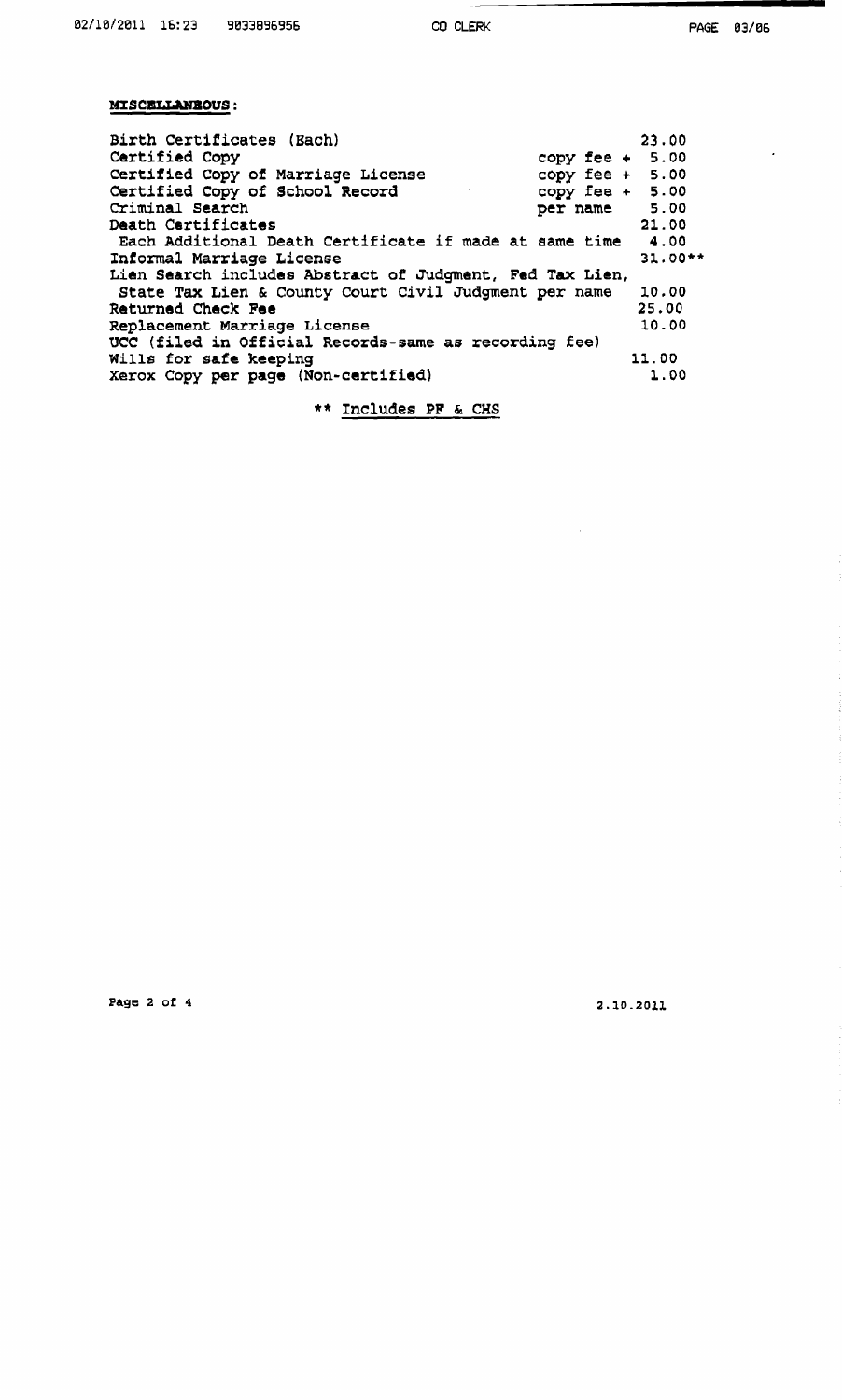**MISCELLANEOUS:**

| Item | | Fee |
|---|---|---|
| Birth Certificates (Each) | | 23.00 |
| Certified Copy | copy fee + | 5.00 |
| Certified Copy of Marriage License | copy fee + | 5.00 |
| Certified Copy of School Record | copy fee + | 5.00 |
| Criminal Search | per name | 5.00 |
| Death Certificates | | 21.00 |
| Each Additional Death Certificate if made at same time | | 4.00 |
| Informal Marriage License | | 31.00** |
| Lien Search includes Abstract of Judgment, Fed Tax Lien, State Tax Lien & County Court Civil Judgment per name | | 10.00 |
| Returned Check Fee | | 25.00 |
| Replacement Marriage License | | 10.00 |
| UCC (filed in Official Records-same as recording fee) | | |
| Wills for safe keeping | | 11.00 |
| Xerox Copy per page (Non-certified) | | 1.00 |

** Includes PF & CHS

2.10.2011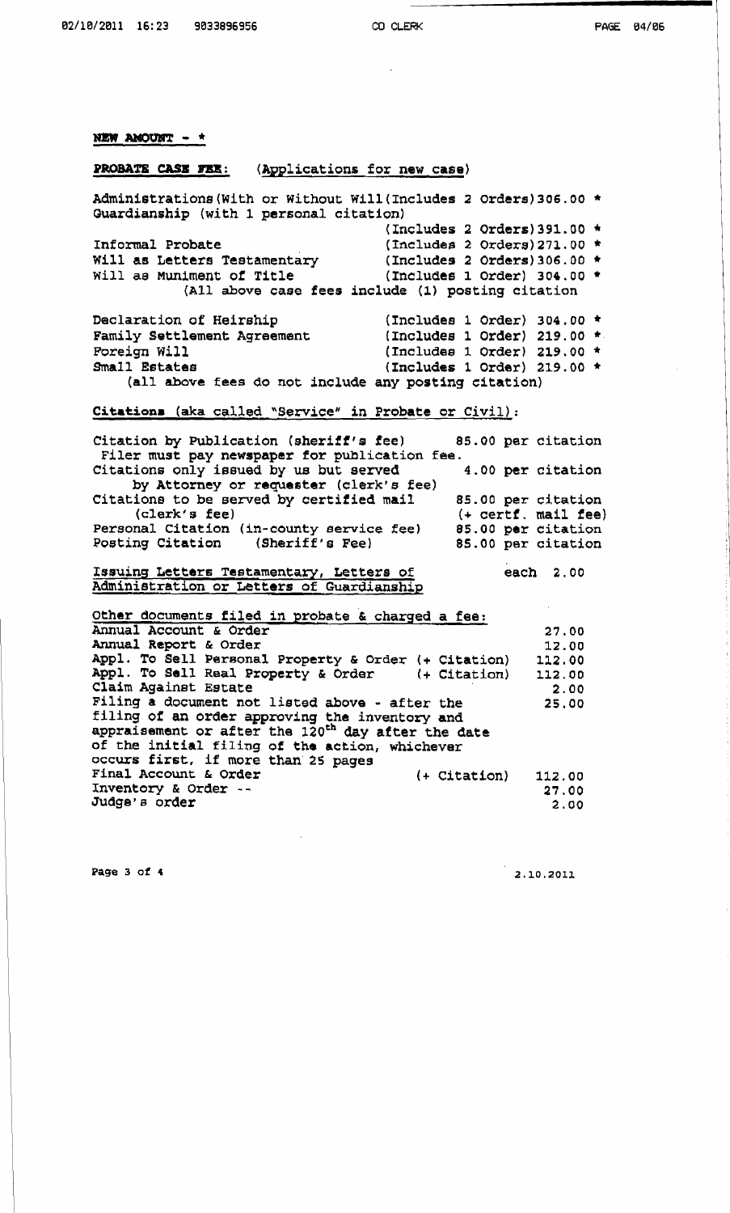**NEW AMOUNT - ***

**PROBATE CASE FEE:** (Applications for new case)

| Item | Orders | Fee |
|---|---|---|
| Administrations(With or Without Will | (Includes 2 Orders) | 306.00 * |
| Guardianship (with 1 personal citation) | (Includes 2 Orders) | 391.00 * |
| Informal Probate | (Includes 2 Orders) | 271.00 * |
| Will as Letters Testamentary | (Includes 2 Orders) | 306.00 * |
| Will as Muniment of Title | (Includes 1 Order) | 304.00 * |

(All above case fees include (1) posting citation

| Item | Orders | Fee |
|---|---|---|
| Declaration of Heirship | (Includes 1 Order) | 304.00 * |
| Family Settlement Agreement | (Includes 1 Order) | 219.00 * |
| Foreign Will | (Includes 1 Order) | 219.00 * |
| Small Estates | (Includes 1 Order) | 219.00 * |

(all above fees do not include any posting citation)

**Citations** (aka called "Service" in Probate or Civil):

| Item | Fee |
|---|---|
| Citation by Publication (sheriff's fee) Filer must pay newspaper for publication fee. | 85.00 per citation |
| Citations only issued by us but served by Attorney or requester (clerk's fee) | 4.00 per citation |
| Citations to be served by certified mail (clerk's fee) | 85.00 per citation (+ certf. mail fee) |
| Personal Citation (in-county service fee) | 85.00 per citation |
| Posting Citation (Sheriff's Fee) | 85.00 per citation |

Issuing Letters Testamentary, Letters of Administration or Letters of Guardianship — each 2.00

Other documents filed in probate & charged a fee:

| Item | Fee |
|---|---|
| Annual Account & Order | 27.00 |
| Annual Report & Order | 12.00 |
| Appl. To Sell Personal Property & Order (+ Citation) | 112.00 |
| Appl. To Sell Real Property & Order (+ Citation) | 112.00 |
| Claim Against Estate | 2.00 |
| Filing a document not listed above - after the filing of an order approving the inventory and appraisement or after the 120th day after the date of the initial filing of the action, whichever occurs first, if more than 25 pages | 25.00 |
| Final Account & Order (+ Citation) | 112.00 |
| Inventory & Order -- | 27.00 |
| Judge's order | 2.00 |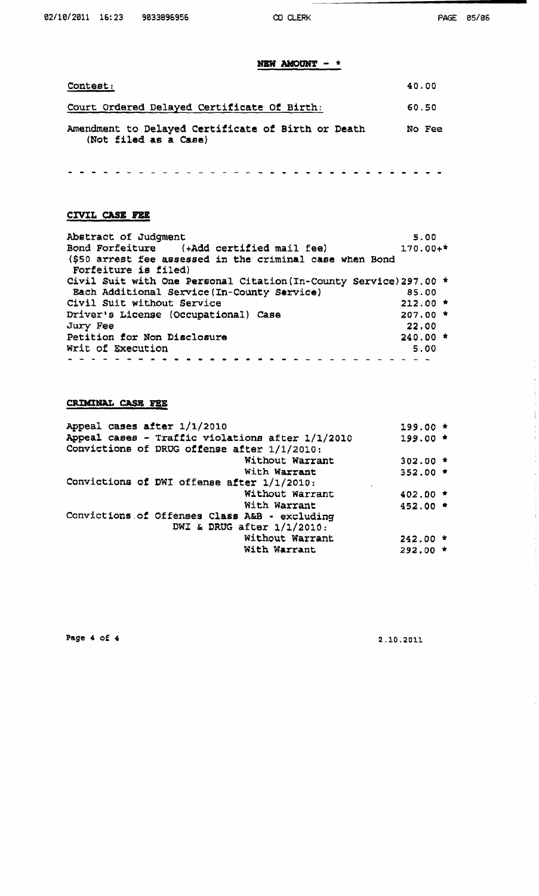**NEW AMOUNT - ***

| | |
|---|---|
| Contest: | 40.00 |
| Court Ordered Delayed Certificate Of Birth: | 60.50 |
| Amendment to Delayed Certificate of Birth or Death (Not filed as a Case) | No Fee |

## CIVIL CASE FEE

| | |
|---|---|
| Abstract of Judgment | 5.00 |
| Bond Forfeiture (+Add certified mail fee) | 170.00+* |
| ($50 arrest fee assessed in the criminal case when Bond Forfeiture is filed) | |
| Civil Suit with One Personal Citation(In-County Service) | 297.00 * |
| Each Additional Service(In-County Service) | 85.00 |
| Civil Suit without Service | 212.00 * |
| Driver's License (Occupational) Case | 207.00 * |
| Jury Fee | 22.00 |
| Petition for Non Disclosure | 240.00 * |
| Writ of Execution | 5.00 |

## CRIMINAL CASE FEE

| | |
|---|---|
| Appeal cases after 1/1/2010 | 199.00 * |
| Appeal cases - Traffic violations after 1/1/2010 | 199.00 * |
| Convictions of DRUG offense after 1/1/2010: | |
| Without Warrant | 302.00 * |
| With Warrant | 352.00 * |
| Convictions of DWI offense after 1/1/2010: | |
| Without Warrant | 402.00 * |
| With Warrant | 452.00 * |
| Convictions of Offenses Class A&B - excluding DWI & DRUG after 1/1/2010: | |
| Without Warrant | 242.00 * |
| With Warrant | 292.00 * |

2.10.2011